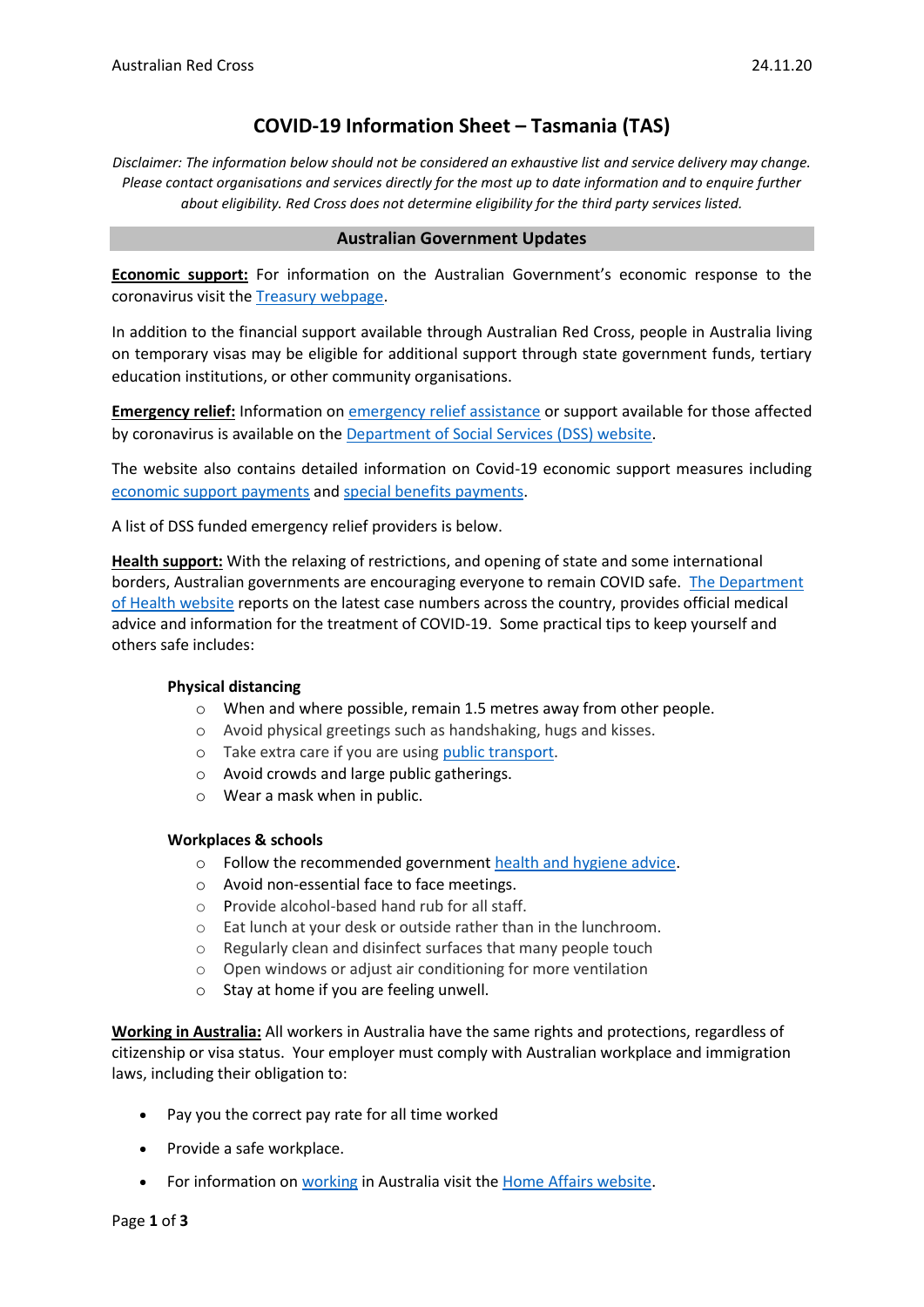# COVID-19 Information Sheet – Tasmania (TAS)

*Disclaimer: The information below should not be considered an exhaustive list and service delivery may change. Please contact organisations and services directly for the most up to date information and to enquire further about eligibility. Red Cross does not determine eligibility for the third party services listed.*

## Australian Government Updates

**Economic support:** For information on the Australian Government's economic response to the coronavirus visit the Treasury webpage.

In addition to the financial support available through Australian Red Cross, people in Australia living on temporary visas may be eligible for additional support through state government funds, tertiary education institutions, or other community organisations.

**Emergency relief:** Information on emergency relief assistance or support available for those affected by coronavirus is available on the Department of Social Services (DSS) website.

The website also contains detailed information on Covid-19 economic support measures including economic support payments and special benefits payments.

A list of DSS funded emergency relief providers is below.

**Health support:** With the relaxing of restrictions, and opening of state and some international borders, Australian governments are encouraging everyone to remain COVID safe. The Department of Health website reports on the latest case numbers across the country, provides official medical advice and information for the treatment of COVID-19. Some practical tips to keep yourself and others safe includes:

**Physical distancing**

- When and where possible, remain 1.5 metres away from other people.
- Avoid physical greetings such as handshaking, hugs and kisses.
- Take extra care if you are using public transport.
- Avoid crowds and large public gatherings.
- Wear a mask when in public.

**Workplaces & schools**

- Follow the recommended government health and hygiene advice.
- Avoid non-essential face to face meetings.
- Provide alcohol-based hand rub for all staff.
- Eat lunch at your desk or outside rather than in the lunchroom.
- Regularly clean and disinfect surfaces that many people touch
- Open windows or adjust air conditioning for more ventilation
- Stay at home if you are feeling unwell.

**Working in Australia:** All workers in Australia have the same rights and protections, regardless of citizenship or visa status. Your employer must comply with Australian workplace and immigration laws, including their obligation to:

- Pay you the correct pay rate for all time worked
- Provide a safe workplace.
- For information on working in Australia visit the Home Affairs website.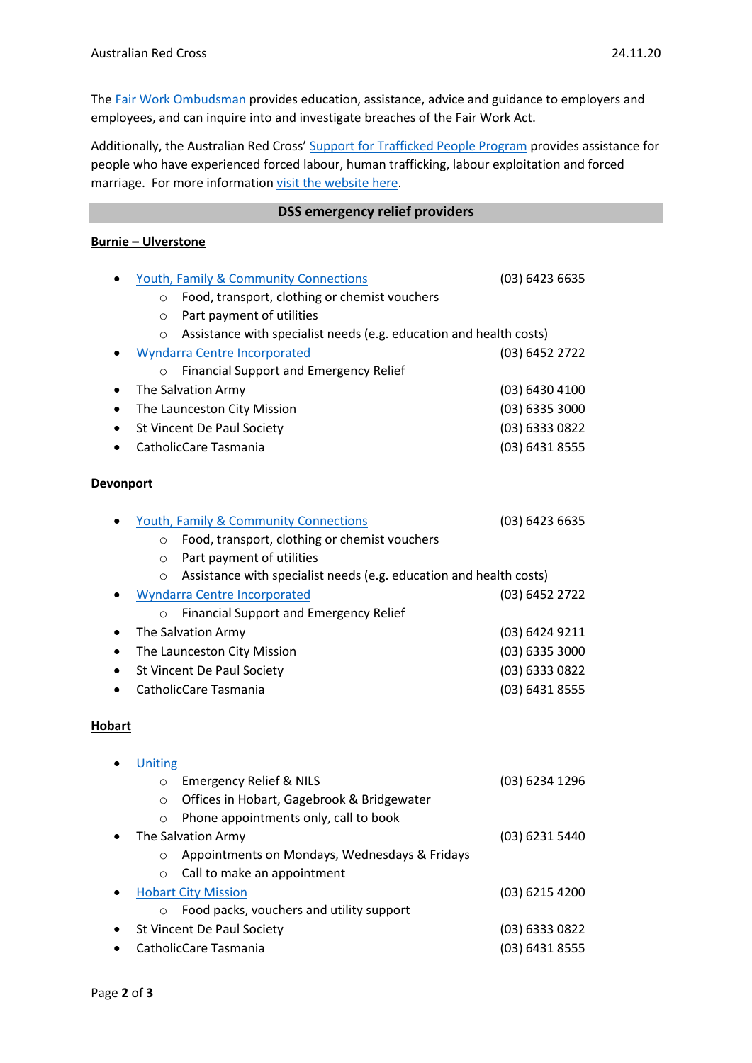The Fair Work Ombudsman provides education, assistance, advice and guidance to employers and employees, and can inquire into and investigate breaches of the Fair Work Act.

Additionally, the Australian Red Cross' Support for Trafficked People Program provides assistance for people who have experienced forced labour, human trafficking, labour exploitation and forced marriage. For more information visit the website here.

## DSS emergency relief providers

**Burnie – Ulverstone**

- Youth, Family & Community Connections (03) 6423 6635
  - Food, transport, clothing or chemist vouchers
  - Part payment of utilities
  - Assistance with specialist needs (e.g. education and health costs)
- Wyndarra Centre Incorporated (03) 6452 2722
  - Financial Support and Emergency Relief
- The Salvation Army (03) 6430 4100
- The Launceston City Mission (03) 6335 3000
- St Vincent De Paul Society (03) 6333 0822
- CatholicCare Tasmania (03) 6431 8555

**Devonport**

- Youth, Family & Community Connections (03) 6423 6635
  - Food, transport, clothing or chemist vouchers
  - Part payment of utilities
  - Assistance with specialist needs (e.g. education and health costs)
- Wyndarra Centre Incorporated (03) 6452 2722
  - Financial Support and Emergency Relief
- The Salvation Army (03) 6424 9211
- The Launceston City Mission (03) 6335 3000
- St Vincent De Paul Society (03) 6333 0822
- CatholicCare Tasmania (03) 6431 8555

**Hobart**

- Uniting
  - Emergency Relief & NILS (03) 6234 1296
  - Offices in Hobart, Gagebrook & Bridgewater
  - Phone appointments only, call to book
- The Salvation Army (03) 6231 5440
  - Appointments on Mondays, Wednesdays & Fridays
  - Call to make an appointment
- Hobart City Mission (03) 6215 4200
  - Food packs, vouchers and utility support
- St Vincent De Paul Society (03) 6333 0822
- CatholicCare Tasmania (03) 6431 8555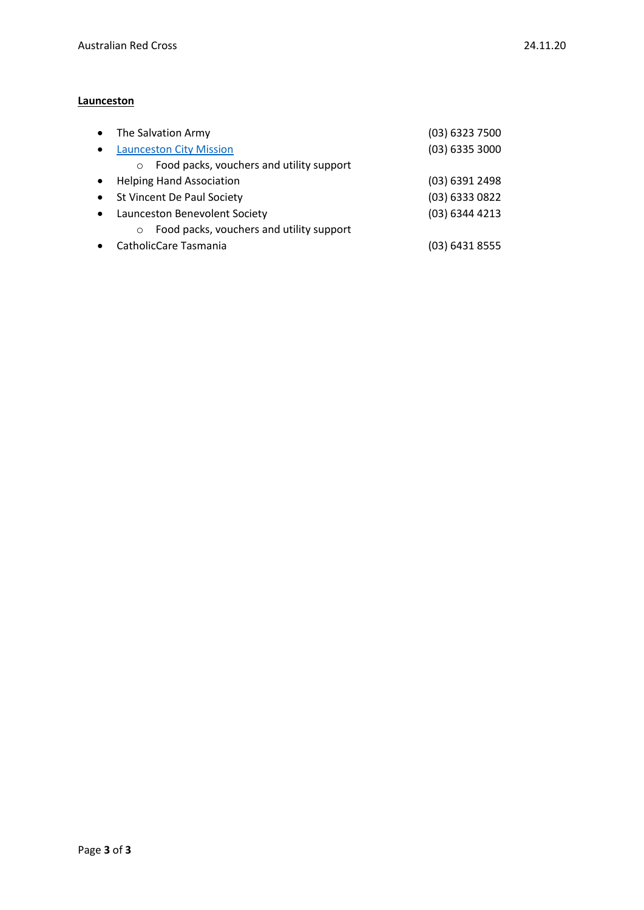## Launceston

- The Salvation Army (03) 6323 7500
- Launceston City Mission (03) 6335 3000
    - Food packs, vouchers and utility support
- Helping Hand Association (03) 6391 2498
- St Vincent De Paul Society (03) 6333 0822
- Launceston Benevolent Society (03) 6344 4213
    - Food packs, vouchers and utility support
- CatholicCare Tasmania (03) 6431 8555